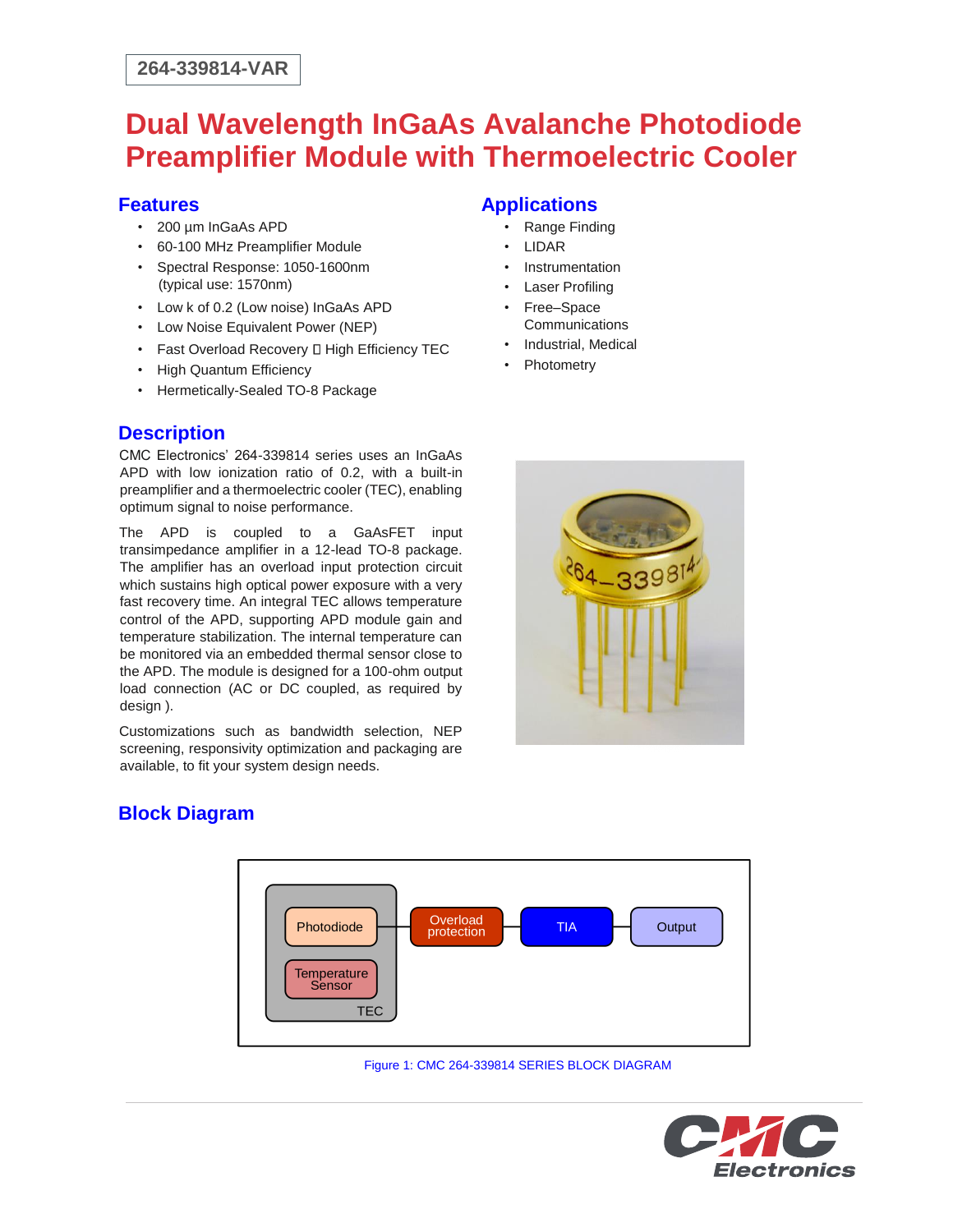264-339814-VAR

# Dual Wavelength InGaAs Avalanche Photodiode Preamplifier Module with Thermoelectric Cooler

## Features

- 200 µm InGaAs APD
- 60-100 MHz Preamplifier Module
- Spectral Response: 1050-1600nm (typical use: 1570nm)
- Low k of 0.2 (Low noise) InGaAs APD
- Low Noise Equivalent Power (NEP)
- Fast Overload Recovery  High Efficiency TEC
- High Quantum Efficiency
- Hermetically-Sealed TO-8 Package

## Applications

- Range Finding
- LIDAR
- Instrumentation
- Laser Profiling
- Free–Space Communications
- Industrial, Medical
- Photometry

## Description

CMC Electronics' 264-339814 series uses an InGaAs APD with low ionization ratio of 0.2, with a built-in preamplifier and a thermoelectric cooler (TEC), enabling optimum signal to noise performance.

The APD is coupled to a GaAsFET input transimpedance amplifier in a 12-lead TO-8 package. The amplifier has an overload input protection circuit which sustains high optical power exposure with a very fast recovery time. An integral TEC allows temperature control of the APD, supporting APD module gain and temperature stabilization. The internal temperature can be monitored via an embedded thermal sensor close to the APD. The module is designed for a 100-ohm output load connection (AC or DC coupled, as required by design ).

Customizations such as bandwidth selection, NEP screening, responsivity optimization and packaging are available, to fit your system design needs.

## Block Diagram

Figure 1: CMC 264-339814 SERIES BLOCK DIAGRAM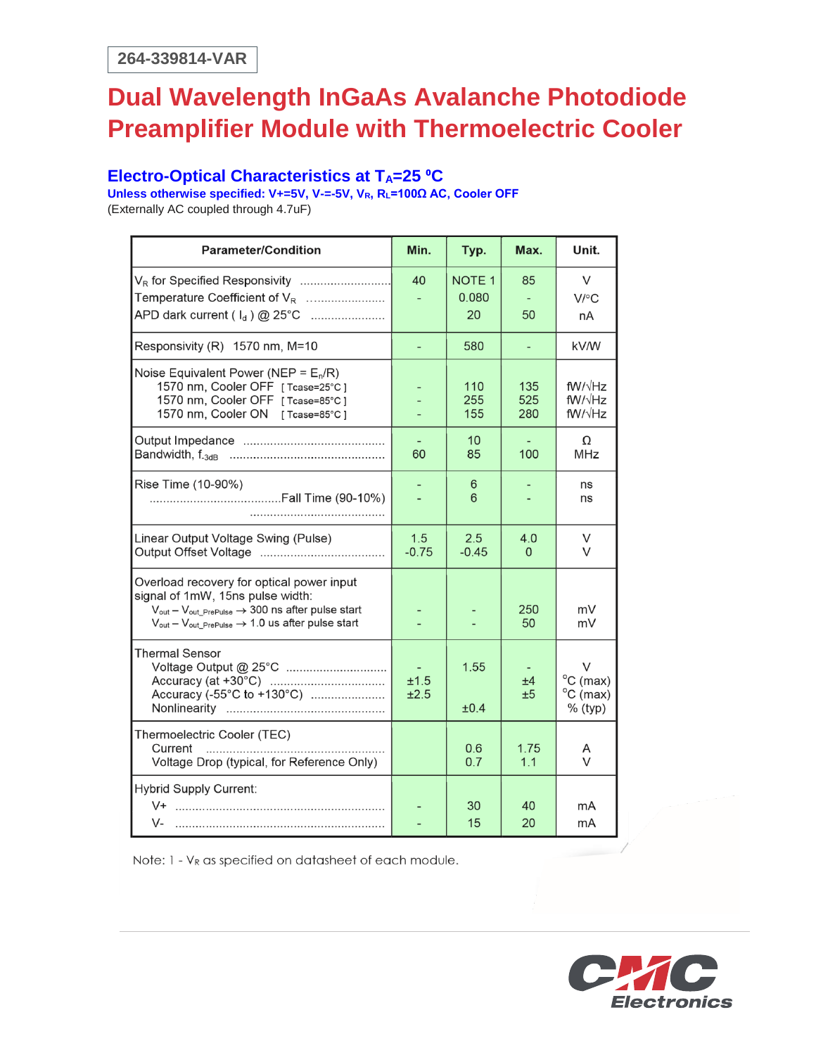264-339814-VAR

# Dual Wavelength InGaAs Avalanche Photodiode Preamplifier Module with Thermoelectric Cooler

## Electro-Optical Characteristics at $T_A$=25 °C

**Unless otherwise specified: V+=5V, V-=-5V, $V_R$, $R_L$=100Ω AC, Cooler OFF**

(Externally AC coupled through 4.7uF)

| Parameter/Condition | Min. | Typ. | Max. | Unit. |
|---|---|---|---|---|
| $V_R$ for Specified Responsivity | 40 | NOTE 1 | 85 | V |
| Temperature Coefficient of $V_R$ | - | 0.080 | - | V/°C |
| APD dark current ( $I_d$ ) @ 25°C | | 20 | 50 | nA |
| Responsivity (R) 1570 nm, M=10 | - | 580 | - | kV/W |
| Noise Equivalent Power (NEP = $E_n$/R) | | | | |
| 1570 nm, Cooler OFF [ Tcase=25°C ] | - | 110 | 135 | fW/√Hz |
| 1570 nm, Cooler OFF [ Tcase=85°C ] | - | 255 | 525 | fW/√Hz |
| 1570 nm, Cooler ON [ Tcase=85°C ] | - | 155 | 280 | fW/√Hz |
| Output Impedance | - | 10 | - | Ω |
| Bandwidth, $f_{-3dB}$ | 60 | 85 | 100 | MHz |
| Rise Time (10-90%) | - | 6 | - | ns |
| Fall Time (90-10%) | - | 6 | - | ns |
| Linear Output Voltage Swing (Pulse) | 1.5 | 2.5 | 4.0 | V |
| Output Offset Voltage | -0.75 | -0.45 | 0 | V |
| Overload recovery for optical power input signal of 1mW, 15ns pulse width: | | | | |
| $V_{out} - V_{out\_PrePulse}$ → 300 ns after pulse start | - | - | 250 | mV |
| $V_{out} - V_{out\_PrePulse}$ → 1.0 us after pulse start | - | - | 50 | mV |
| Thermal Sensor | | | | |
| Voltage Output @ 25°C | - | 1.55 | - | V |
| Accuracy (at +30°C) | ±1.5 | | ±4 | °C (max) |
| Accuracy (-55°C to +130°C) | ±2.5 | | ±5 | °C (max) |
| Nonlinearity | | ±0.4 | | % (typ) |
| Thermoelectric Cooler (TEC) | | | | |
| Current | | 0.6 | 1.75 | A |
| Voltage Drop (typical, for Reference Only) | | 0.7 | 1.1 | V |
| Hybrid Supply Current: | | | | |
| V+ | - | 30 | 40 | mA |
| V- | - | 15 | 20 | mA |

Note: 1 - $V_R$ as specified on datasheet of each module.

CMC Electronics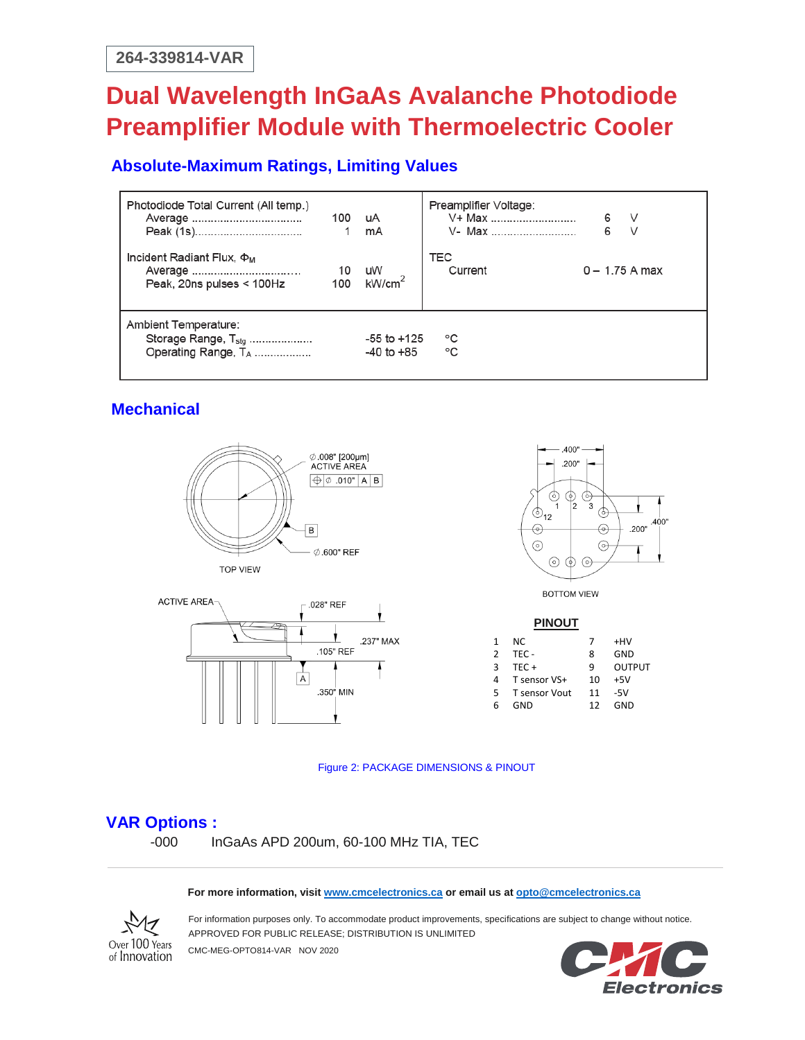264-339814-VAR

# Dual Wavelength InGaAs Avalanche Photodiode Preamplifier Module with Thermoelectric Cooler

## Absolute-Maximum Ratings, Limiting Values

| | | | | | |
|---|---|---|---|---|---|
| Photodiode Total Current (All temp.) | | | Preamplifier Voltage: | | |
| Average .................................. | 100 | uA | V+ Max .......................... | 6 | V |
| Peak (1s)................................ | 1 | mA | V- Max .......................... | 6 | V |
| Incident Radiant Flux, $\Phi_M$ | | | TEC | | |
| Average ................................... | 10 | uW | Current | 0 – 1.75 A max | |
| Peak, 20ns pulses < 100Hz | 100 | $kW/cm^2$ | | | |
| Ambient Temperature: | | | | | |
| Storage Range, $T_{stg}$ .................... | -55 to +125 | °C | | | |
| Operating Range, $T_A$ ................. | -40 to +85 | °C | | | |

## Mechanical

∅ .008" [200µm] ACTIVE AREA
∅ .010" A B
B
∅ .600" REF
TOP VIEW

ACTIVE AREA
.028" REF
.237" MAX
.105" REF
A
.350" MIN

.400"
.200"
1 2 3
12
.400"
.200"
BOTTOM VIEW

**PINOUT**

| | | | |
|---|---|---|---|
| 1 | NC | 7 | +HV |
| 2 | TEC - | 8 | GND |
| 3 | TEC + | 9 | OUTPUT |
| 4 | T sensor VS+ | 10 | +5V |
| 5 | T sensor Vout | 11 | -5V |
| 6 | GND | 12 | GND |

Figure 2: PACKAGE DIMENSIONS & PINOUT

## VAR Options :

-000 InGaAs APD 200um, 60-100 MHz TIA, TEC

**For more information, visit www.cmcelectronics.ca or email us at opto@cmcelectronics.ca**

For information purposes only. To accommodate product improvements, specifications are subject to change without notice.
APPROVED FOR PUBLIC RELEASE; DISTRIBUTION IS UNLIMITED
CMC-MEG-OPTO814-VAR NOV 2020

Over 100 Years of Innovation

CMC Electronics